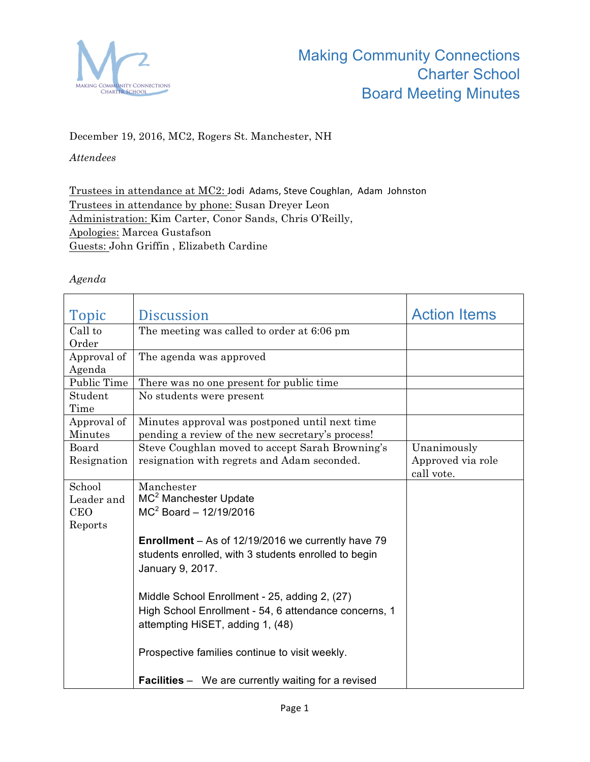# Making Community Connections Charter School Board Meeting Minutes

December 19, 2016, MC2, Rogers St. Manchester, NH

*Attendees*

Trustees in attendance at MC2: Jodi Adams, Steve Coughlan, Adam Johnston
Trustees in attendance by phone: Susan Dreyer Leon
Administration: Kim Carter, Conor Sands, Chris O'Reilly,
Apologies: Marcea Gustafson
Guests: John Griffin , Elizabeth Cardine

*Agenda*

| Topic | Discussion | Action Items |
|---|---|---|
| Call to Order | The meeting was called to order at 6:06 pm | |
| Approval of Agenda | The agenda was approved | |
| Public Time | There was no one present for public time | |
| Student Time | No students were present | |
| Approval of Minutes | Minutes approval was postponed until next time pending a review of the new secretary's process! | |
| Board Resignation | Steve Coughlan moved to accept Sarah Browning's resignation with regrets and Adam seconded. | Unanimously Approved via role call vote. |
| School Leader and CEO Reports | Manchester<br>$MC^2$ Manchester Update<br>$MC^2$ Board – 12/19/2016<br><br>**Enrollment** – As of 12/19/2016 we currently have 79 students enrolled, with 3 students enrolled to begin January 9, 2017.<br><br>Middle School Enrollment - 25, adding 2, (27)<br>High School Enrollment - 54, 6 attendance concerns, 1 attempting HiSET, adding 1, (48)<br><br>Prospective families continue to visit weekly.<br><br>**Facilities** – We are currently waiting for a revised | |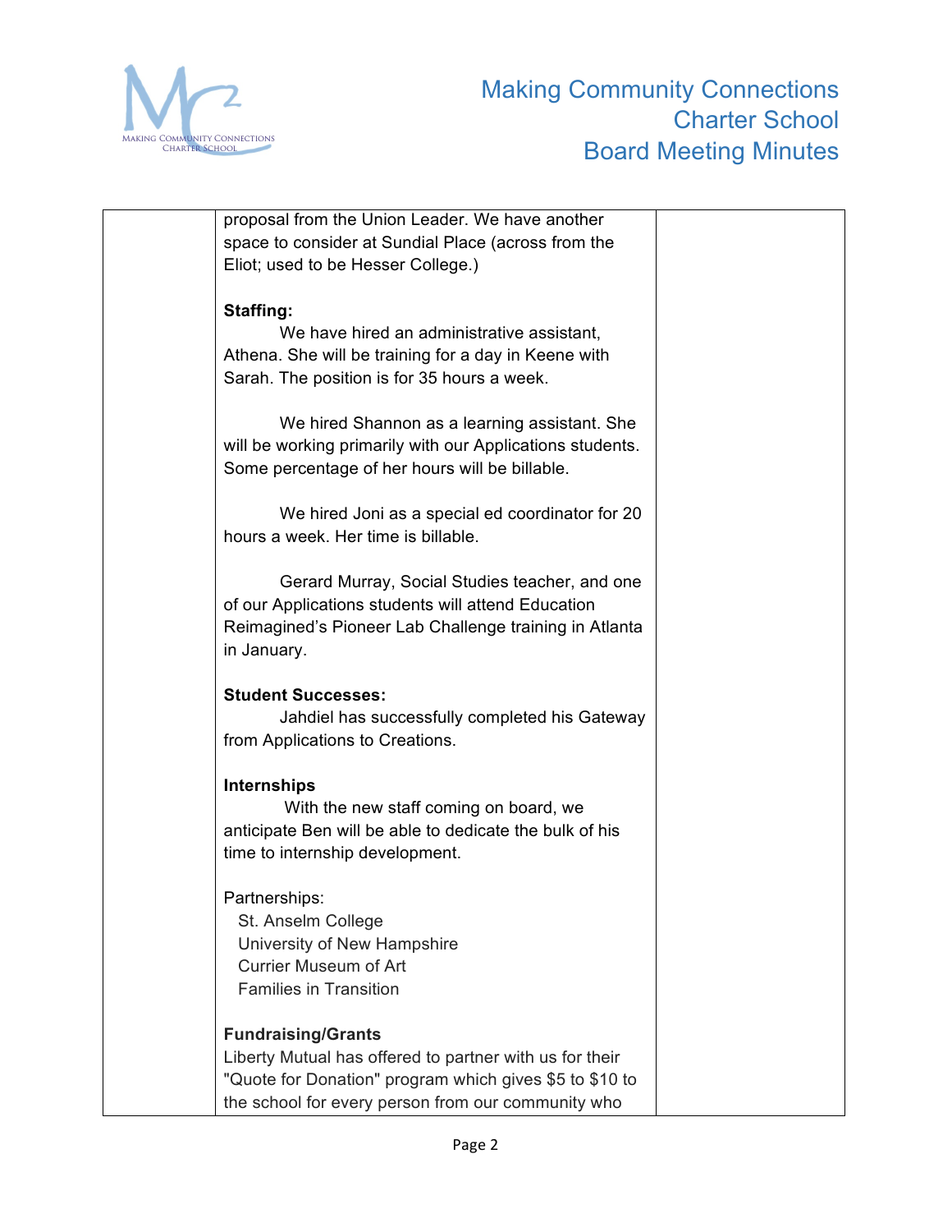| | proposal from the Union Leader. We have another space to consider at Sundial Place (across from the Eliot; used to be Hesser College.)<br><br>**Staffing:**<br>We have hired an administrative assistant, Athena. She will be training for a day in Keene with Sarah. The position is for 35 hours a week.<br><br>We hired Shannon as a learning assistant. She will be working primarily with our Applications students. Some percentage of her hours will be billable.<br><br>We hired Joni as a special ed coordinator for 20 hours a week. Her time is billable.<br><br>Gerard Murray, Social Studies teacher, and one of our Applications students will attend Education Reimagined's Pioneer Lab Challenge training in Atlanta in January.<br><br>**Student Successes:**<br>Jahdiel has successfully completed his Gateway from Applications to Creations.<br><br>**Internships**<br>With the new staff coming on board, we anticipate Ben will be able to dedicate the bulk of his time to internship development.<br><br>Partnerships:<br>St. Anselm College<br>University of New Hampshire<br>Currier Museum of Art<br>Families in Transition<br><br>**Fundraising/Grants**<br>Liberty Mutual has offered to partner with us for their "Quote for Donation" program which gives $5 to $10 to the school for every person from our community who | |
|---|---|---|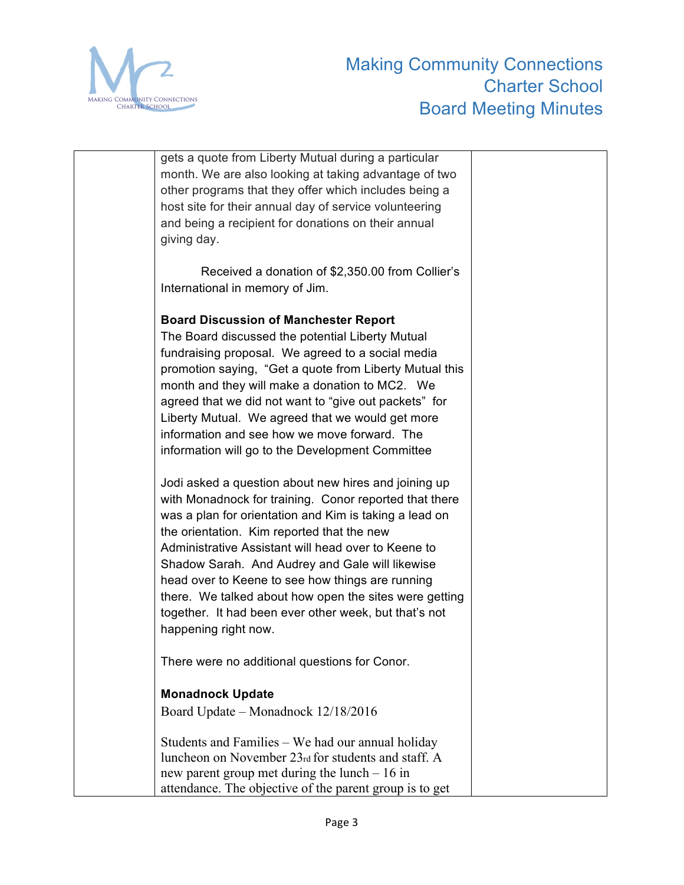gets a quote from Liberty Mutual during a particular month. We are also looking at taking advantage of two other programs that they offer which includes being a host site for their annual day of service volunteering and being a recipient for donations on their annual giving day.

Received a donation of $2,350.00 from Collier's International in memory of Jim.

**Board Discussion of Manchester Report**

The Board discussed the potential Liberty Mutual fundraising proposal. We agreed to a social media promotion saying, "Get a quote from Liberty Mutual this month and they will make a donation to MC2. We agreed that we did not want to "give out packets" for Liberty Mutual. We agreed that we would get more information and see how we move forward. The information will go to the Development Committee

Jodi asked a question about new hires and joining up with Monadnock for training. Conor reported that there was a plan for orientation and Kim is taking a lead on the orientation. Kim reported that the new Administrative Assistant will head over to Keene to Shadow Sarah. And Audrey and Gale will likewise head over to Keene to see how things are running there. We talked about how open the sites were getting together. It had been ever other week, but that's not happening right now.

There were no additional questions for Conor.

**Monadnock Update**

Board Update – Monadnock 12/18/2016

Students and Families – We had our annual holiday luncheon on November 23rd for students and staff. A new parent group met during the lunch – 16 in attendance. The objective of the parent group is to get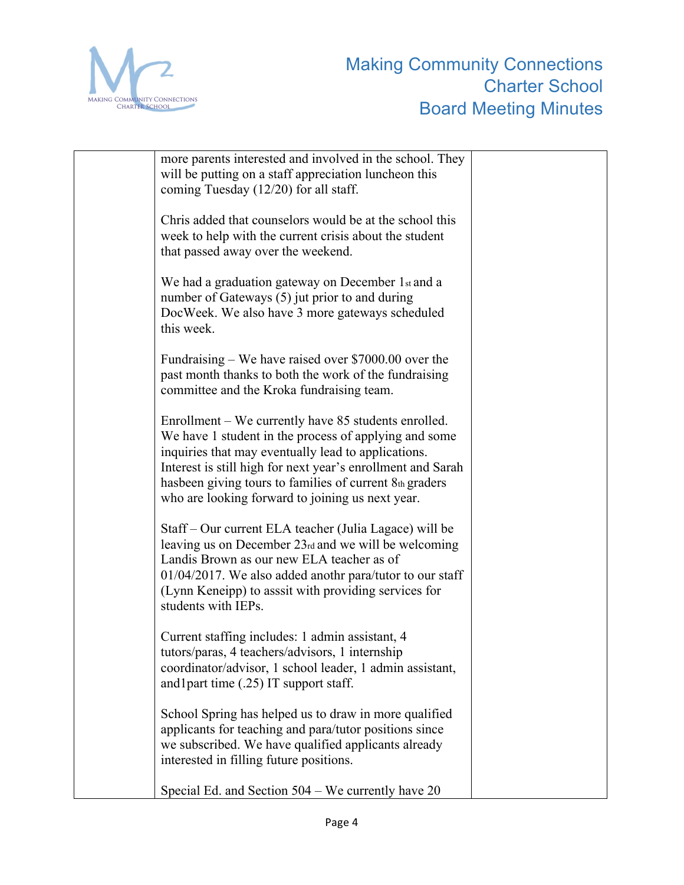| | more parents interested and involved in the school. They will be putting on a staff appreciation luncheon this coming Tuesday (12/20) for all staff.<br><br>Chris added that counselors would be at the school this week to help with the current crisis about the student that passed away over the weekend.<br><br>We had a graduation gateway on December 1st and a number of Gateways (5) jut prior to and during DocWeek. We also have 3 more gateways scheduled this week.<br><br>Fundraising – We have raised over $7000.00 over the past month thanks to both the work of the fundraising committee and the Kroka fundraising team.<br><br>Enrollment – We currently have 85 students enrolled. We have 1 student in the process of applying and some inquiries that may eventually lead to applications. Interest is still high for next year's enrollment and Sarah hasbeen giving tours to families of current 8th graders who are looking forward to joining us next year.<br><br>Staff – Our current ELA teacher (Julia Lagace) will be leaving us on December 23rd and we will be welcoming Landis Brown as our new ELA teacher as of 01/04/2017. We also added anothr para/tutor to our staff (Lynn Keneipp) to asssit with providing services for students with IEPs.<br><br>Current staffing includes: 1 admin assistant, 4 tutors/paras, 4 teachers/advisors, 1 internship coordinator/advisor, 1 school leader, 1 admin assistant, and1part time (.25) IT support staff.<br><br>School Spring has helped us to draw in more qualified applicants for teaching and para/tutor positions since we subscribed. We have qualified applicants already interested in filling future positions.<br><br>Special Ed. and Section 504 – We currently have 20 | |
|---|---|---|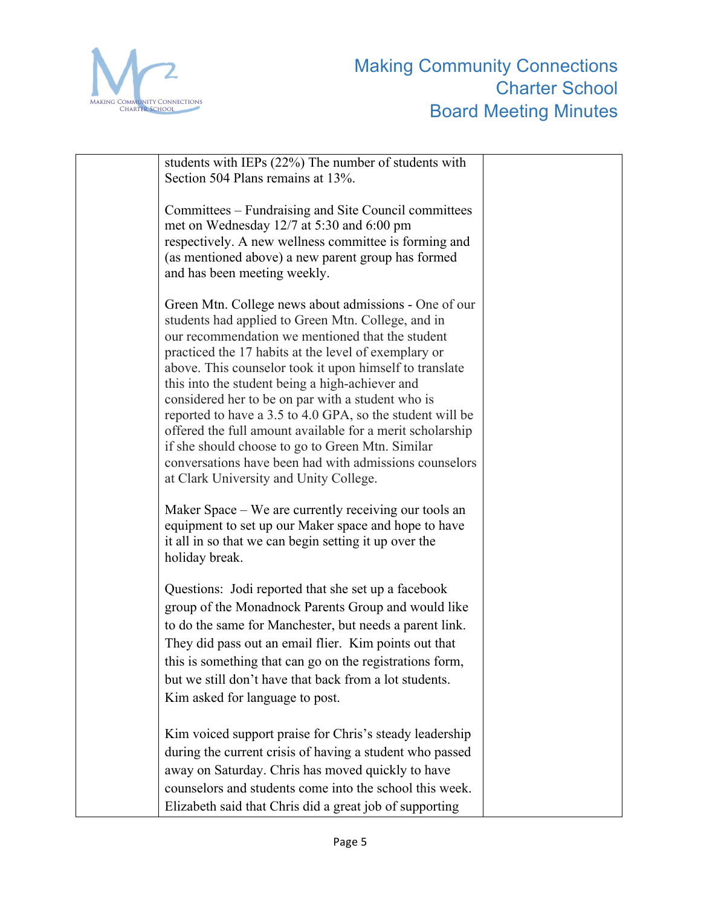| | | |
|---|---|---|
| | students with IEPs (22%) The number of students with Section 504 Plans remains at 13%.<br><br>Committees – Fundraising and Site Council committees met on Wednesday 12/7 at 5:30 and 6:00 pm respectively. A new wellness committee is forming and (as mentioned above) a new parent group has formed and has been meeting weekly.<br><br>Green Mtn. College news about admissions - One of our students had applied to Green Mtn. College, and in our recommendation we mentioned that the student practiced the 17 habits at the level of exemplary or above. This counselor took it upon himself to translate this into the student being a high-achiever and considered her to be on par with a student who is reported to have a 3.5 to 4.0 GPA, so the student will be offered the full amount available for a merit scholarship if she should choose to go to Green Mtn. Similar conversations have been had with admissions counselors at Clark University and Unity College.<br><br>Maker Space – We are currently receiving our tools an equipment to set up our Maker space and hope to have it all in so that we can begin setting it up over the holiday break.<br><br>Questions: Jodi reported that she set up a facebook group of the Monadnock Parents Group and would like to do the same for Manchester, but needs a parent link. They did pass out an email flier. Kim points out that this is something that can go on the registrations form, but we still don't have that back from a lot students. Kim asked for language to post.<br><br>Kim voiced support praise for Chris's steady leadership during the current crisis of having a student who passed away on Saturday. Chris has moved quickly to have counselors and students come into the school this week. Elizabeth said that Chris did a great job of supporting | |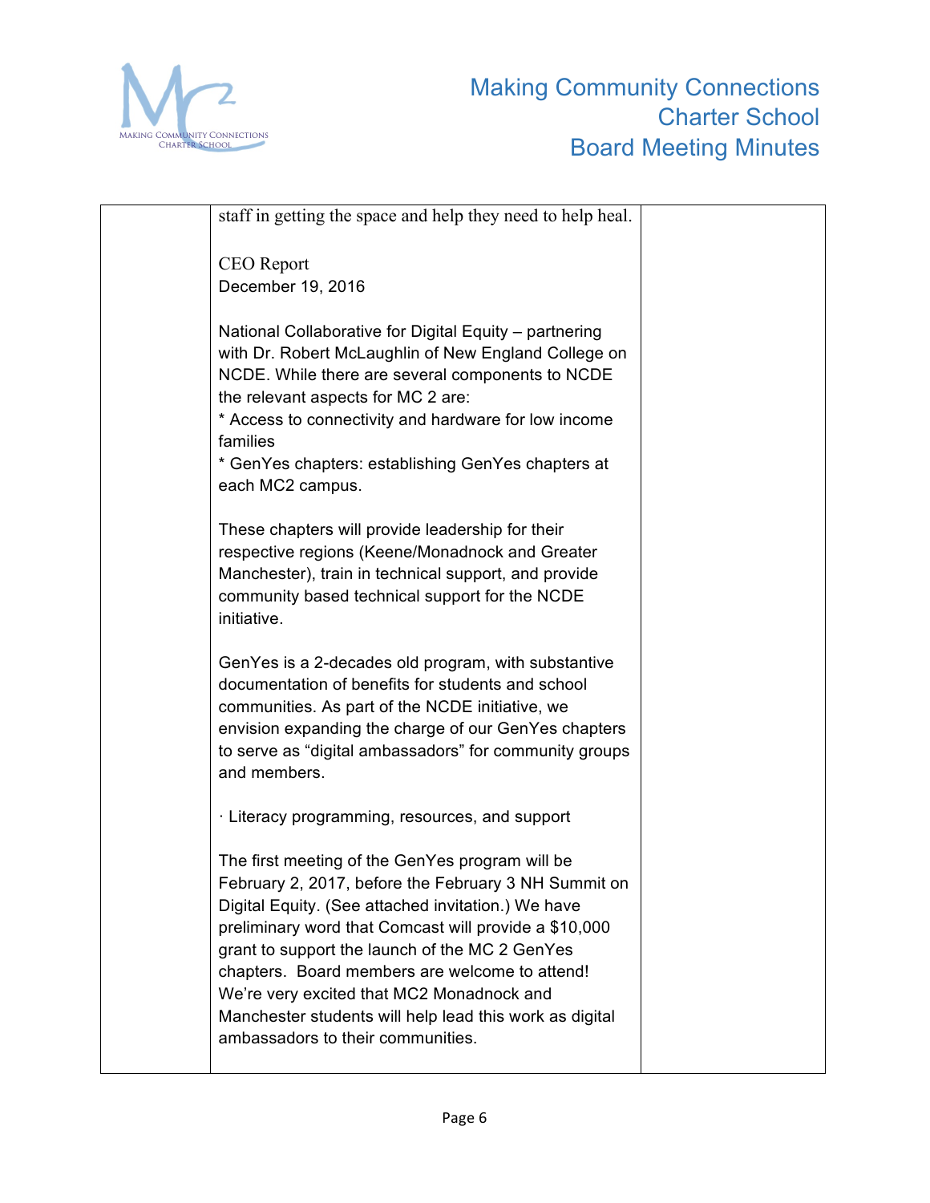| | staff in getting the space and help they need to help heal.<br><br>CEO Report<br>December 19, 2016<br><br>National Collaborative for Digital Equity – partnering with Dr. Robert McLaughlin of New England College on NCDE. While there are several components to NCDE the relevant aspects for MC 2 are:<br>* Access to connectivity and hardware for low income families<br>* GenYes chapters: establishing GenYes chapters at each MC2 campus.<br><br>These chapters will provide leadership for their respective regions (Keene/Monadnock and Greater Manchester), train in technical support, and provide community based technical support for the NCDE initiative.<br><br>GenYes is a 2-decades old program, with substantive documentation of benefits for students and school communities. As part of the NCDE initiative, we envision expanding the charge of our GenYes chapters to serve as "digital ambassadors" for community groups and members.<br><br>· Literacy programming, resources, and support<br><br>The first meeting of the GenYes program will be February 2, 2017, before the February 3 NH Summit on Digital Equity. (See attached invitation.) We have preliminary word that Comcast will provide a $10,000 grant to support the launch of the MC 2 GenYes chapters. Board members are welcome to attend! We're very excited that MC2 Monadnock and Manchester students will help lead this work as digital ambassadors to their communities. | |
|---|---|---|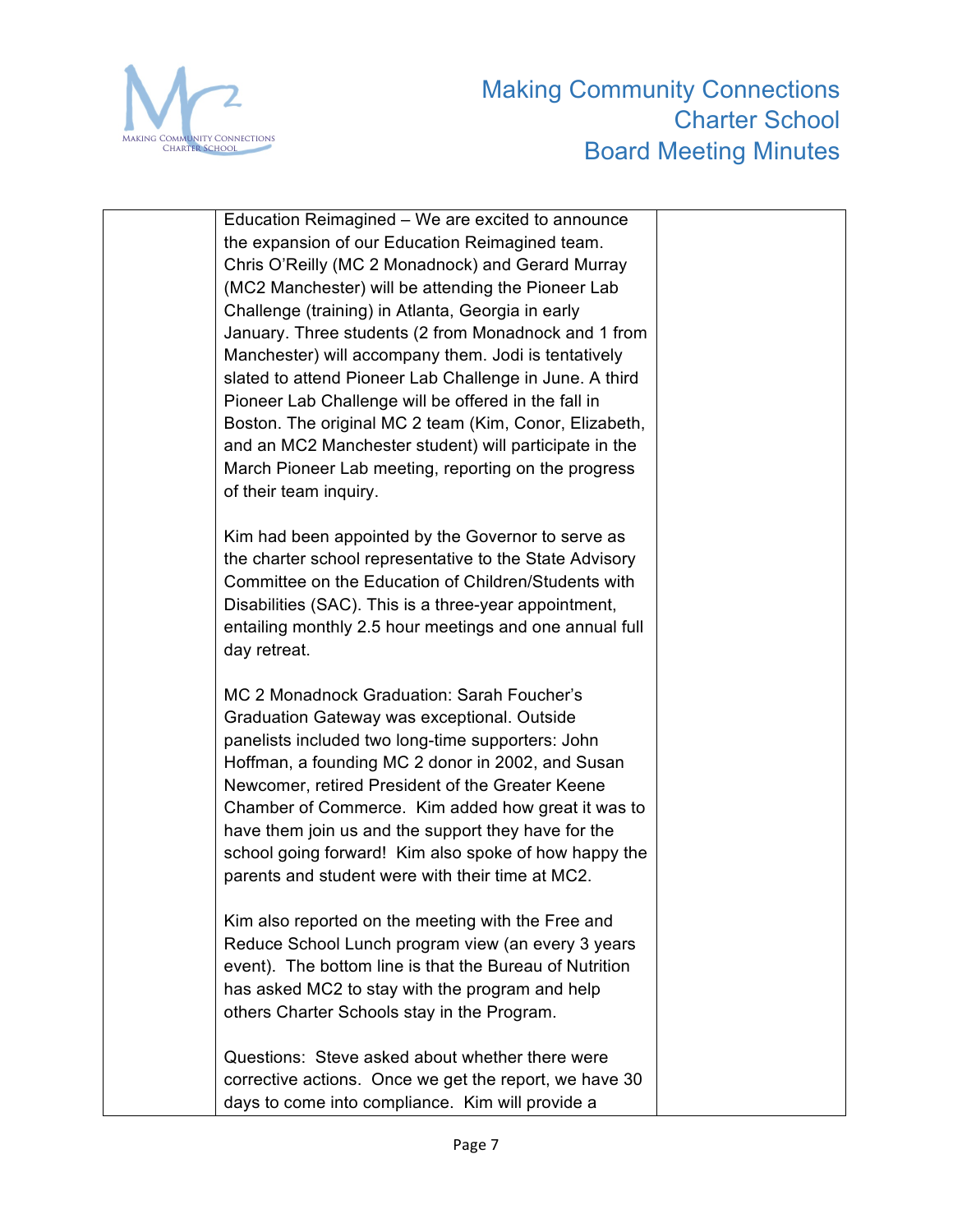| | Education Reimagined – We are excited to announce the expansion of our Education Reimagined team. Chris O'Reilly (MC 2 Monadnock) and Gerard Murray (MC2 Manchester) will be attending the Pioneer Lab Challenge (training) in Atlanta, Georgia in early January. Three students (2 from Monadnock and 1 from Manchester) will accompany them. Jodi is tentatively slated to attend Pioneer Lab Challenge in June. A third Pioneer Lab Challenge will be offered in the fall in Boston. The original MC 2 team (Kim, Conor, Elizabeth, and an MC2 Manchester student) will participate in the March Pioneer Lab meeting, reporting on the progress of their team inquiry.<br><br>Kim had been appointed by the Governor to serve as the charter school representative to the State Advisory Committee on the Education of Children/Students with Disabilities (SAC). This is a three-year appointment, entailing monthly 2.5 hour meetings and one annual full day retreat.<br><br>MC 2 Monadnock Graduation: Sarah Foucher's Graduation Gateway was exceptional. Outside panelists included two long-time supporters: John Hoffman, a founding MC 2 donor in 2002, and Susan Newcomer, retired President of the Greater Keene Chamber of Commerce. Kim added how great it was to have them join us and the support they have for the school going forward! Kim also spoke of how happy the parents and student were with their time at MC2.<br><br>Kim also reported on the meeting with the Free and Reduce School Lunch program view (an every 3 years event). The bottom line is that the Bureau of Nutrition has asked MC2 to stay with the program and help others Charter Schools stay in the Program.<br><br>Questions: Steve asked about whether there were corrective actions. Once we get the report, we have 30 days to come into compliance. Kim will provide a | |
|---|---|---|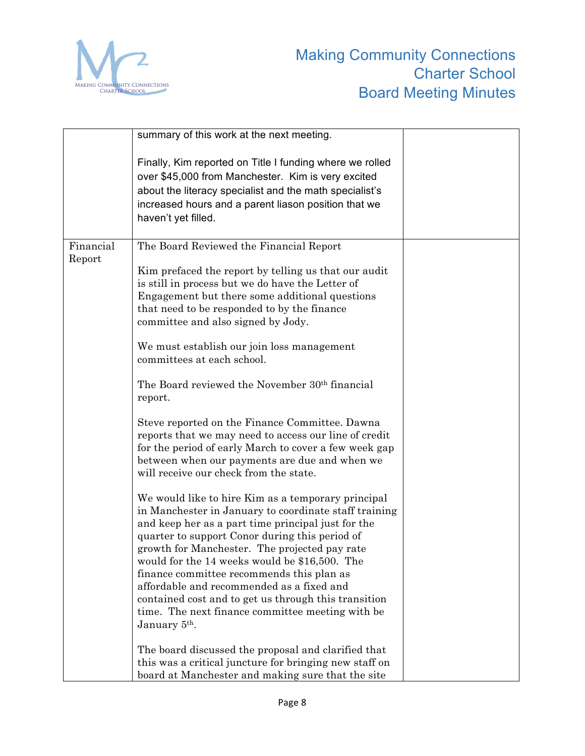| | | |
|---|---|---|
| | summary of this work at the next meeting.<br><br>Finally, Kim reported on Title I funding where we rolled over $45,000 from Manchester. Kim is very excited about the literacy specialist and the math specialist's increased hours and a parent liason position that we haven't yet filled. | |
| Financial Report | The Board Reviewed the Financial Report<br><br>Kim prefaced the report by telling us that our audit is still in process but we do have the Letter of Engagement but there some additional questions that need to be responded to by the finance committee and also signed by Jody.<br><br>We must establish our join loss management committees at each school.<br><br>The Board reviewed the November 30th financial report.<br><br>Steve reported on the Finance Committee. Dawna reports that we may need to access our line of credit for the period of early March to cover a few week gap between when our payments are due and when we will receive our check from the state.<br><br>We would like to hire Kim as a temporary principal in Manchester in January to coordinate staff training and keep her as a part time principal just for the quarter to support Conor during this period of growth for Manchester. The projected pay rate would for the 14 weeks would be $16,500. The finance committee recommends this plan as affordable and recommended as a fixed and contained cost and to get us through this transition time. The next finance committee meeting with be January 5th.<br><br>The board discussed the proposal and clarified that this was a critical juncture for bringing new staff on board at Manchester and making sure that the site | |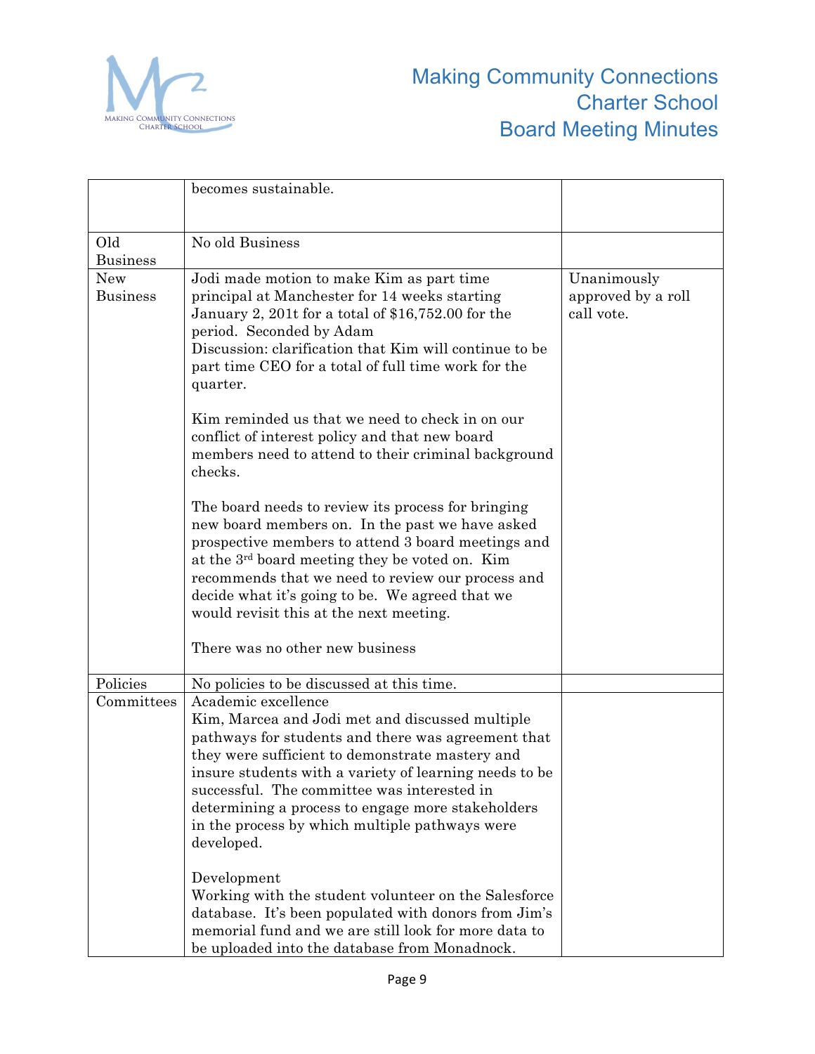| | | |
|---|---|---|
| | becomes sustainable. | |
| Old Business | No old Business | |
| New Business | Jodi made motion to make Kim as part time principal at Manchester for 14 weeks starting January 2, 201t for a total of $16,752.00 for the period. Seconded by Adam<br>Discussion: clarification that Kim will continue to be part time CEO for a total of full time work for the quarter.<br><br>Kim reminded us that we need to check in on our conflict of interest policy and that new board members need to attend to their criminal background checks.<br><br>The board needs to review its process for bringing new board members on. In the past we have asked prospective members to attend 3 board meetings and at the 3rd board meeting they be voted on. Kim recommends that we need to review our process and decide what it's going to be. We agreed that we would revisit this at the next meeting.<br><br>There was no other new business | Unanimously approved by a roll call vote. |
| Policies | No policies to be discussed at this time. | |
| Committees | Academic excellence<br>Kim, Marcea and Jodi met and discussed multiple pathways for students and there was agreement that they were sufficient to demonstrate mastery and insure students with a variety of learning needs to be successful. The committee was interested in determining a process to engage more stakeholders in the process by which multiple pathways were developed.<br><br>Development<br>Working with the student volunteer on the Salesforce database. It's been populated with donors from Jim's memorial fund and we are still look for more data to be uploaded into the database from Monadnock. | |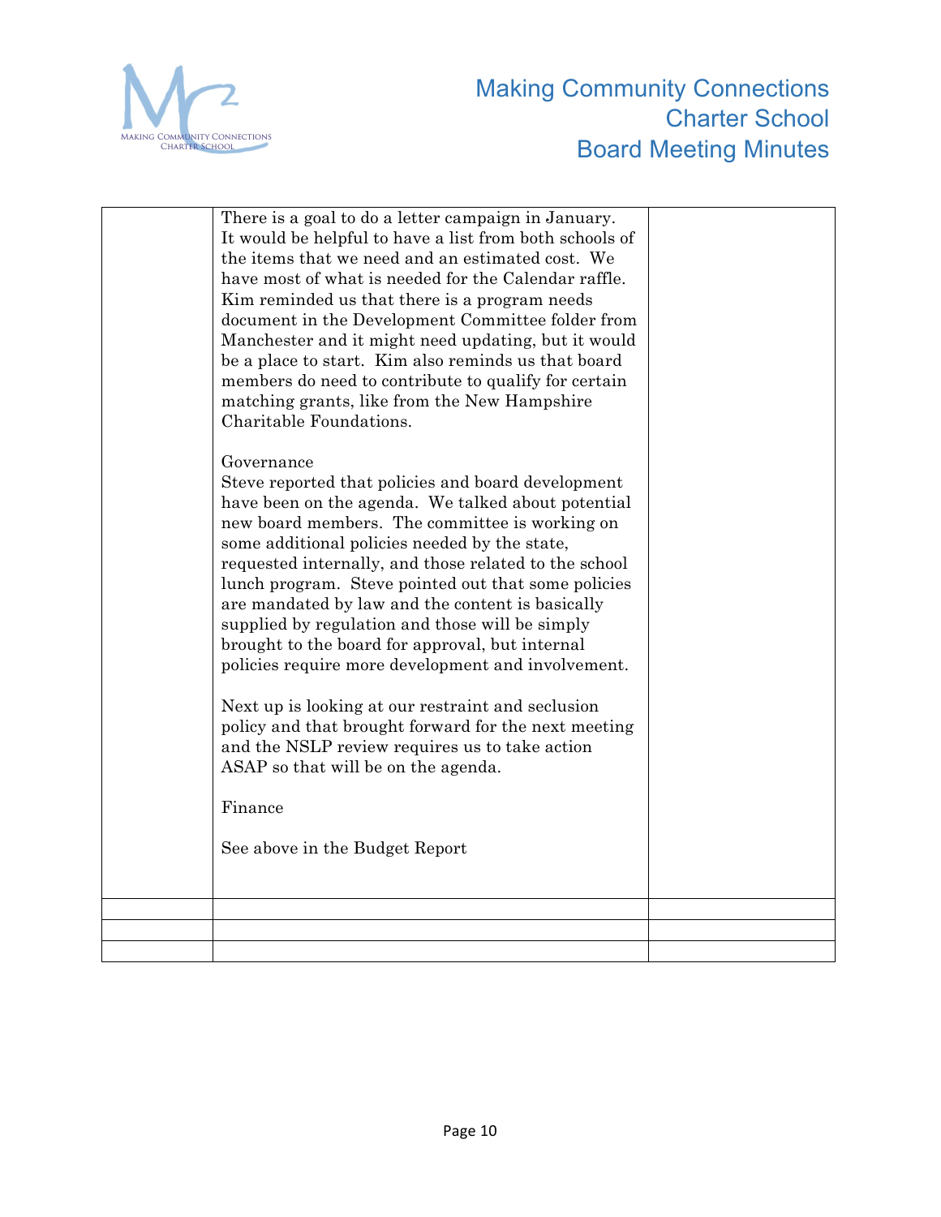| | | |
|---|---|---|
| | There is a goal to do a letter campaign in January. It would be helpful to have a list from both schools of the items that we need and an estimated cost. We have most of what is needed for the Calendar raffle. Kim reminded us that there is a program needs document in the Development Committee folder from Manchester and it might need updating, but it would be a place to start. Kim also reminds us that board members do need to contribute to qualify for certain matching grants, like from the New Hampshire Charitable Foundations.<br><br>Governance<br>Steve reported that policies and board development have been on the agenda. We talked about potential new board members. The committee is working on some additional policies needed by the state, requested internally, and those related to the school lunch program. Steve pointed out that some policies are mandated by law and the content is basically supplied by regulation and those will be simply brought to the board for approval, but internal policies require more development and involvement.<br><br>Next up is looking at our restraint and seclusion policy and that brought forward for the next meeting and the NSLP review requires us to take action ASAP so that will be on the agenda.<br><br>Finance<br><br>See above in the Budget Report | |
| | | |
| | | |
| | | |